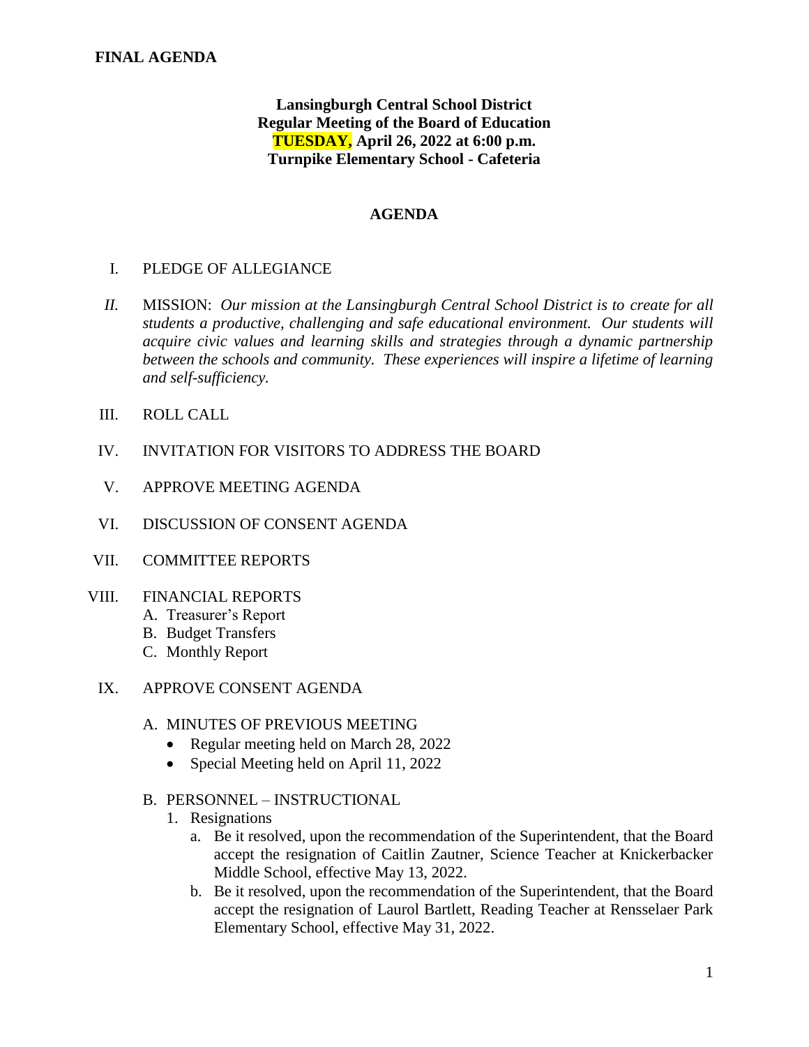**FINAL AGENDA**

**Lansingburgh Central School District**
**Regular Meeting of the Board of Education**
**TUESDAY, April 26, 2022 at 6:00 p.m.**
**Turnpike Elementary School - Cafeteria**

## AGENDA

I. PLEDGE OF ALLEGIANCE

*II.* MISSION: *Our mission at the Lansingburgh Central School District is to create for all students a productive, challenging and safe educational environment. Our students will acquire civic values and learning skills and strategies through a dynamic partnership between the schools and community. These experiences will inspire a lifetime of learning and self-sufficiency.*

III. ROLL CALL

IV. INVITATION FOR VISITORS TO ADDRESS THE BOARD

V. APPROVE MEETING AGENDA

VI. DISCUSSION OF CONSENT AGENDA

VII. COMMITTEE REPORTS

VIII. FINANCIAL REPORTS
  A. Treasurer's Report
  B. Budget Transfers
  C. Monthly Report

IX. APPROVE CONSENT AGENDA

  A. MINUTES OF PREVIOUS MEETING
  - Regular meeting held on March 28, 2022
  - Special Meeting held on April 11, 2022

  B. PERSONNEL – INSTRUCTIONAL
  1. Resignations
     a. Be it resolved, upon the recommendation of the Superintendent, that the Board accept the resignation of Caitlin Zautner, Science Teacher at Knickerbacker Middle School, effective May 13, 2022.
     b. Be it resolved, upon the recommendation of the Superintendent, that the Board accept the resignation of Laurol Bartlett, Reading Teacher at Rensselaer Park Elementary School, effective May 31, 2022.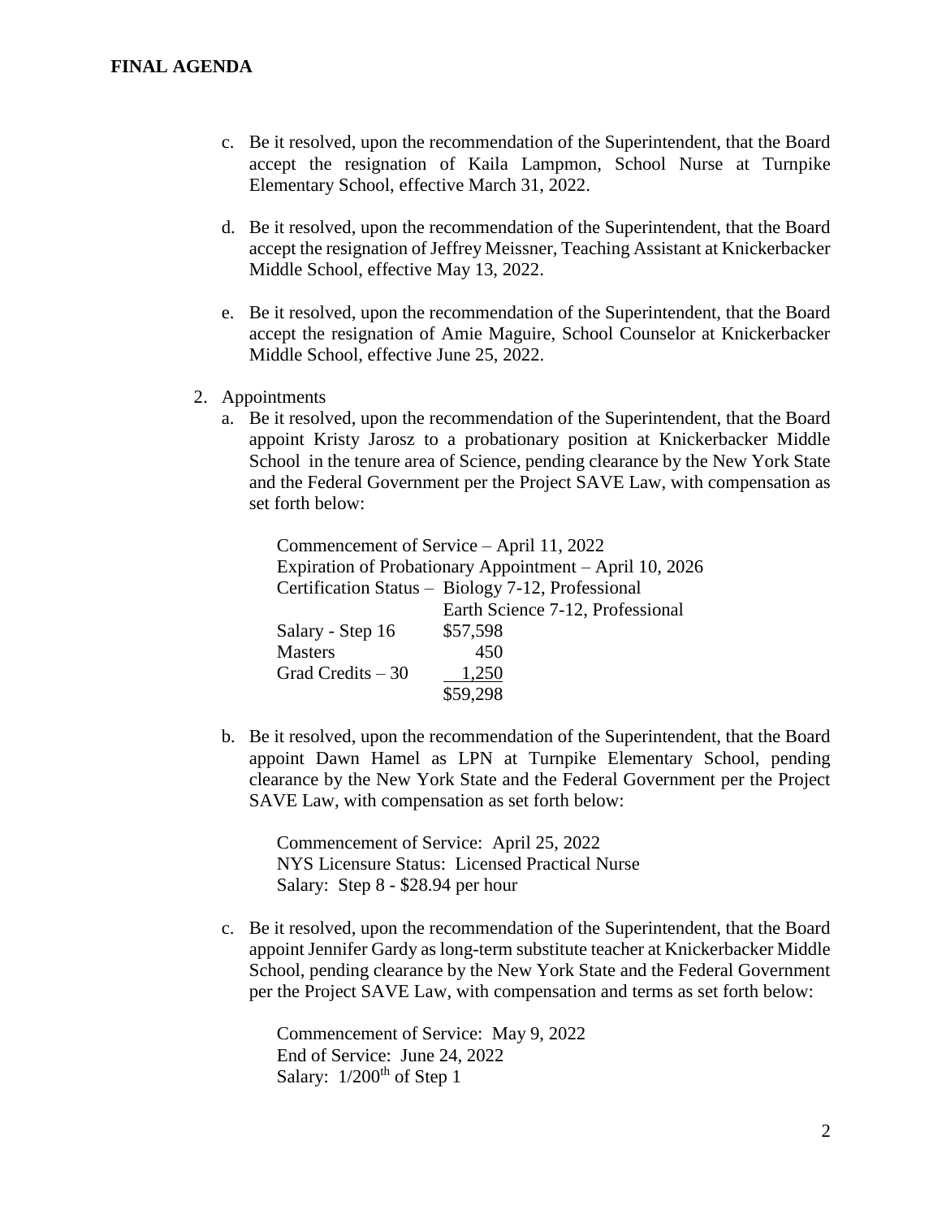**FINAL AGENDA**

c. Be it resolved, upon the recommendation of the Superintendent, that the Board accept the resignation of Kaila Lampmon, School Nurse at Turnpike Elementary School, effective March 31, 2022.

d. Be it resolved, upon the recommendation of the Superintendent, that the Board accept the resignation of Jeffrey Meissner, Teaching Assistant at Knickerbacker Middle School, effective May 13, 2022.

e. Be it resolved, upon the recommendation of the Superintendent, that the Board accept the resignation of Amie Maguire, School Counselor at Knickerbacker Middle School, effective June 25, 2022.

2. Appointments

a. Be it resolved, upon the recommendation of the Superintendent, that the Board appoint Kristy Jarosz to a probationary position at Knickerbacker Middle School in the tenure area of Science, pending clearance by the New York State and the Federal Government per the Project SAVE Law, with compensation as set forth below:

Commencement of Service – April 11, 2022
Expiration of Probationary Appointment – April 10, 2026
Certification Status – Biology 7-12, Professional
Earth Science 7-12, Professional

| | |
|---|---|
| Salary - Step 16 | $57,598 |
| Masters | 450 |
| Grad Credits – 30 | 1,250 |
| | $59,298 |

b. Be it resolved, upon the recommendation of the Superintendent, that the Board appoint Dawn Hamel as LPN at Turnpike Elementary School, pending clearance by the New York State and the Federal Government per the Project SAVE Law, with compensation as set forth below:

Commencement of Service: April 25, 2022
NYS Licensure Status: Licensed Practical Nurse
Salary: Step 8 - $28.94 per hour

c. Be it resolved, upon the recommendation of the Superintendent, that the Board appoint Jennifer Gardy as long-term substitute teacher at Knickerbacker Middle School, pending clearance by the New York State and the Federal Government per the Project SAVE Law, with compensation and terms as set forth below:

Commencement of Service: May 9, 2022
End of Service: June 24, 2022
Salary: 1/200th of Step 1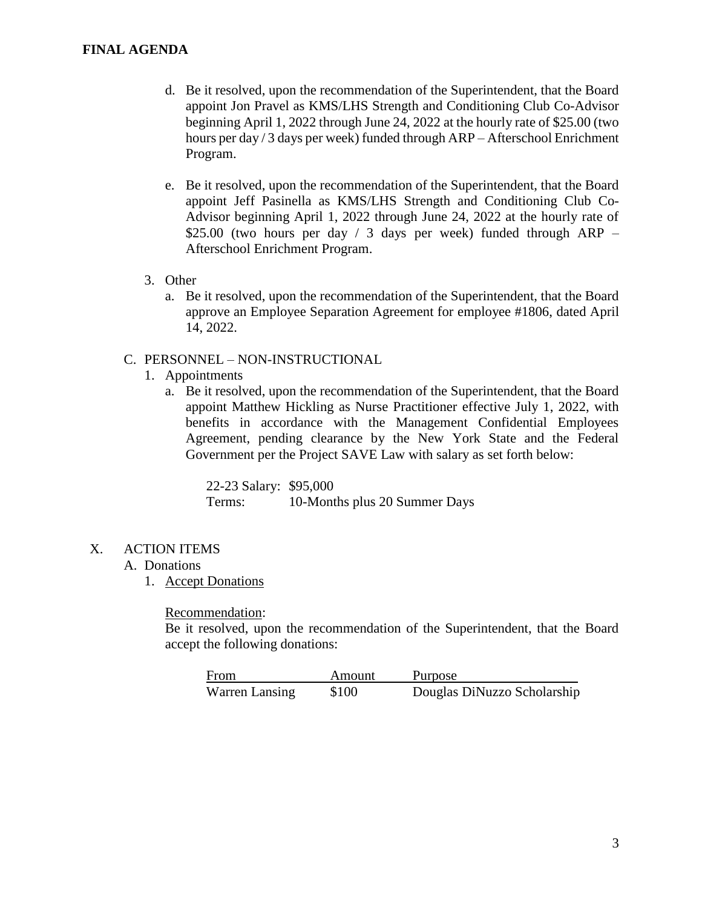**FINAL AGENDA**

d. Be it resolved, upon the recommendation of the Superintendent, that the Board appoint Jon Pravel as KMS/LHS Strength and Conditioning Club Co-Advisor beginning April 1, 2022 through June 24, 2022 at the hourly rate of $25.00 (two hours per day / 3 days per week) funded through ARP – Afterschool Enrichment Program.

e. Be it resolved, upon the recommendation of the Superintendent, that the Board appoint Jeff Pasinella as KMS/LHS Strength and Conditioning Club Co-Advisor beginning April 1, 2022 through June 24, 2022 at the hourly rate of $25.00 (two hours per day / 3 days per week) funded through ARP – Afterschool Enrichment Program.

3. Other
   a. Be it resolved, upon the recommendation of the Superintendent, that the Board approve an Employee Separation Agreement for employee #1806, dated April 14, 2022.

C. PERSONNEL – NON-INSTRUCTIONAL
   1. Appointments
      a. Be it resolved, upon the recommendation of the Superintendent, that the Board appoint Matthew Hickling as Nurse Practitioner effective July 1, 2022, with benefits in accordance with the Management Confidential Employees Agreement, pending clearance by the New York State and the Federal Government per the Project SAVE Law with salary as set forth below:

         22-23 Salary: $95,000
         Terms: 10-Months plus 20 Summer Days

X. ACTION ITEMS
   A. Donations
      1. Accept Donations

         Recommendation:
         Be it resolved, upon the recommendation of the Superintendent, that the Board accept the following donations:

| From | Amount | Purpose |
|---|---|---|
| Warren Lansing | $100 | Douglas DiNuzzo Scholarship |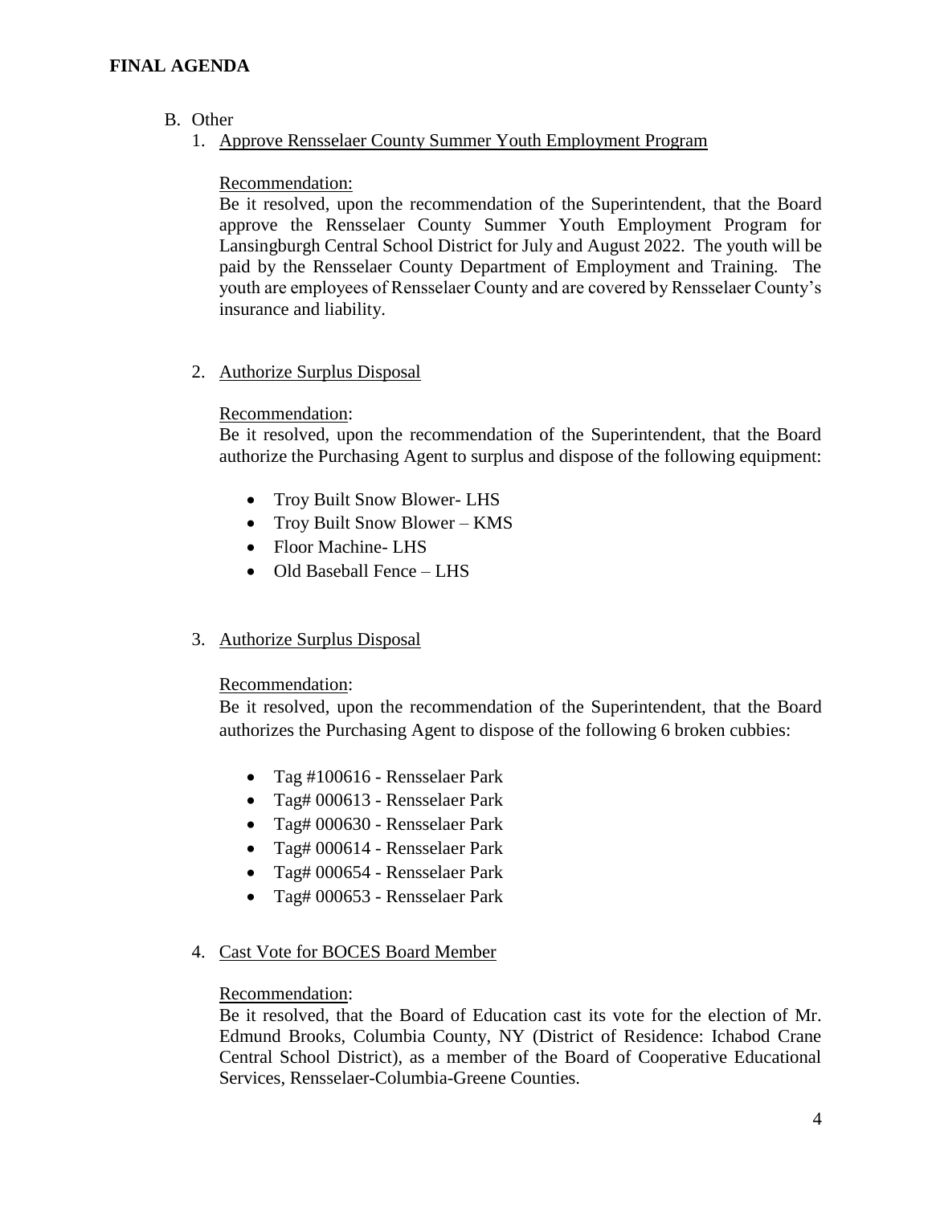**FINAL AGENDA**

B. Other

1. Approve Rensselaer County Summer Youth Employment Program

   Recommendation:
   Be it resolved, upon the recommendation of the Superintendent, that the Board approve the Rensselaer County Summer Youth Employment Program for Lansingburgh Central School District for July and August 2022. The youth will be paid by the Rensselaer County Department of Employment and Training. The youth are employees of Rensselaer County and are covered by Rensselaer County's insurance and liability.

2. Authorize Surplus Disposal

   Recommendation:
   Be it resolved, upon the recommendation of the Superintendent, that the Board authorize the Purchasing Agent to surplus and dispose of the following equipment:

   - Troy Built Snow Blower- LHS
   - Troy Built Snow Blower – KMS
   - Floor Machine- LHS
   - Old Baseball Fence – LHS

3. Authorize Surplus Disposal

   Recommendation:
   Be it resolved, upon the recommendation of the Superintendent, that the Board authorizes the Purchasing Agent to dispose of the following 6 broken cubbies:

   - Tag #100616 - Rensselaer Park
   - Tag# 000613 - Rensselaer Park
   - Tag# 000630 - Rensselaer Park
   - Tag# 000614 - Rensselaer Park
   - Tag# 000654 - Rensselaer Park
   - Tag# 000653 - Rensselaer Park

4. Cast Vote for BOCES Board Member

   Recommendation:
   Be it resolved, that the Board of Education cast its vote for the election of Mr. Edmund Brooks, Columbia County, NY (District of Residence: Ichabod Crane Central School District), as a member of the Board of Cooperative Educational Services, Rensselaer-Columbia-Greene Counties.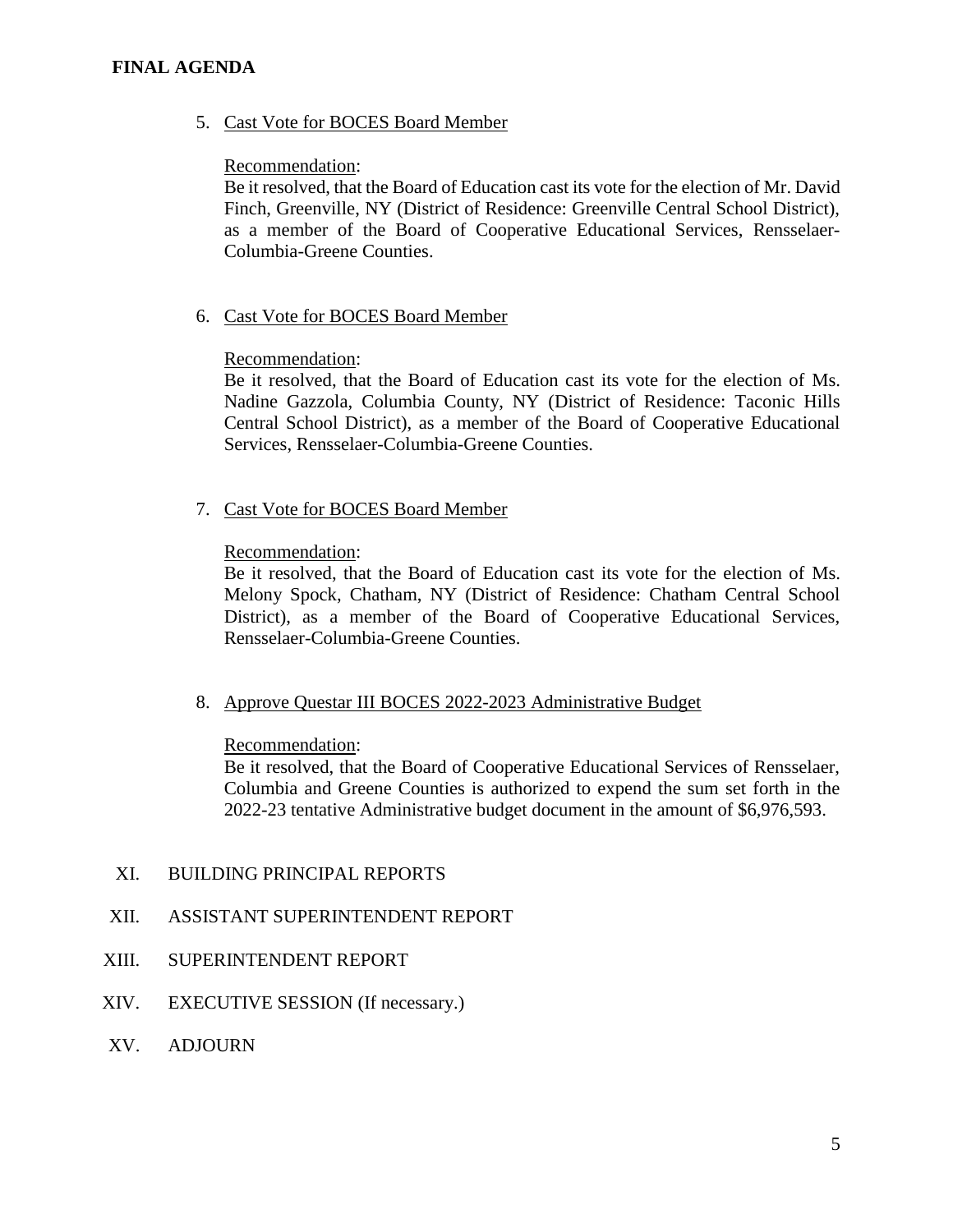**FINAL AGENDA**

5. Cast Vote for BOCES Board Member

   Recommendation:
   Be it resolved, that the Board of Education cast its vote for the election of Mr. David Finch, Greenville, NY (District of Residence: Greenville Central School District), as a member of the Board of Cooperative Educational Services, Rensselaer-Columbia-Greene Counties.

6. Cast Vote for BOCES Board Member

   Recommendation:
   Be it resolved, that the Board of Education cast its vote for the election of Ms. Nadine Gazzola, Columbia County, NY (District of Residence: Taconic Hills Central School District), as a member of the Board of Cooperative Educational Services, Rensselaer-Columbia-Greene Counties.

7. Cast Vote for BOCES Board Member

   Recommendation:
   Be it resolved, that the Board of Education cast its vote for the election of Ms. Melony Spock, Chatham, NY (District of Residence: Chatham Central School District), as a member of the Board of Cooperative Educational Services, Rensselaer-Columbia-Greene Counties.

8. Approve Questar III BOCES 2022-2023 Administrative Budget

   Recommendation:
   Be it resolved, that the Board of Cooperative Educational Services of Rensselaer, Columbia and Greene Counties is authorized to expend the sum set forth in the 2022-23 tentative Administrative budget document in the amount of $6,976,593.

XI. BUILDING PRINCIPAL REPORTS

XII. ASSISTANT SUPERINTENDENT REPORT

XIII. SUPERINTENDENT REPORT

XIV. EXECUTIVE SESSION (If necessary.)

XV. ADJOURN